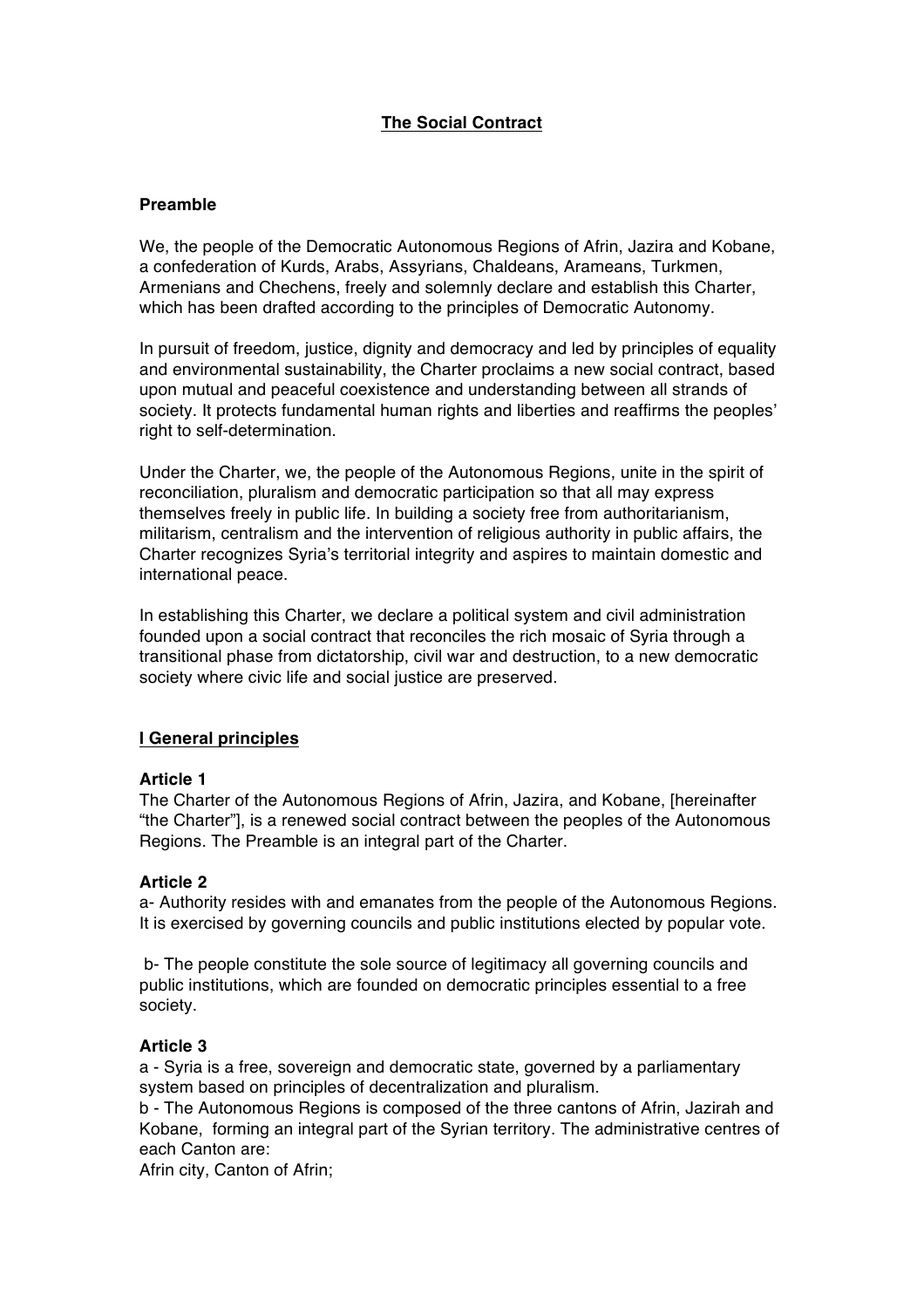# The Social Contract

## Preamble

We, the people of the Democratic Autonomous Regions of Afrin, Jazira and Kobane, a confederation of Kurds, Arabs, Assyrians, Chaldeans, Arameans, Turkmen, Armenians and Chechens, freely and solemnly declare and establish this Charter, which has been drafted according to the principles of Democratic Autonomy.

In pursuit of freedom, justice, dignity and democracy and led by principles of equality and environmental sustainability, the Charter proclaims a new social contract, based upon mutual and peaceful coexistence and understanding between all strands of society. It protects fundamental human rights and liberties and reaffirms the peoples' right to self-determination.

Under the Charter, we, the people of the Autonomous Regions, unite in the spirit of reconciliation, pluralism and democratic participation so that all may express themselves freely in public life. In building a society free from authoritarianism, militarism, centralism and the intervention of religious authority in public affairs, the Charter recognizes Syria's territorial integrity and aspires to maintain domestic and international peace.

In establishing this Charter, we declare a political system and civil administration founded upon a social contract that reconciles the rich mosaic of Syria through a transitional phase from dictatorship, civil war and destruction, to a new democratic society where civic life and social justice are preserved.

## I General principles

**Article 1**

The Charter of the Autonomous Regions of Afrin, Jazira, and Kobane, [hereinafter "the Charter"], is a renewed social contract between the peoples of the Autonomous Regions. The Preamble is an integral part of the Charter.

**Article 2**

a- Authority resides with and emanates from the people of the Autonomous Regions. It is exercised by governing councils and public institutions elected by popular vote.

b- The people constitute the sole source of legitimacy all governing councils and public institutions, which are founded on democratic principles essential to a free society.

**Article 3**

a - Syria is a free, sovereign and democratic state, governed by a parliamentary system based on principles of decentralization and pluralism.

b - The Autonomous Regions is composed of the three cantons of Afrin, Jazirah and Kobane, forming an integral part of the Syrian territory. The administrative centres of each Canton are:

Afrin city, Canton of Afrin;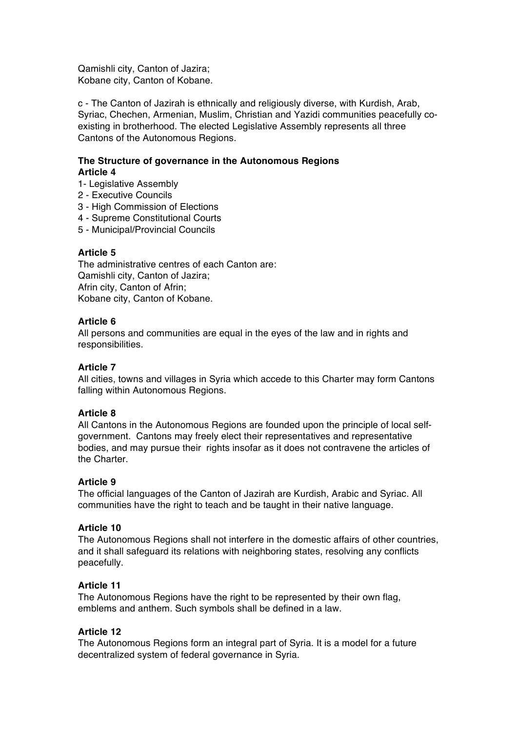Qamishli city, Canton of Jazira;
Kobane city, Canton of Kobane.

c - The Canton of Jazirah is ethnically and religiously diverse, with Kurdish, Arab, Syriac, Chechen, Armenian, Muslim, Christian and Yazidi communities peacefully co-existing in brotherhood. The elected Legislative Assembly represents all three Cantons of the Autonomous Regions.

**The Structure of governance in the Autonomous Regions**
**Article 4**

1- Legislative Assembly
2 - Executive Councils
3 - High Commission of Elections
4 - Supreme Constitutional Courts
5 - Municipal/Provincial Councils

**Article 5**

The administrative centres of each Canton are:
Qamishli city, Canton of Jazira;
Afrin city, Canton of Afrin;
Kobane city, Canton of Kobane.

**Article 6**

All persons and communities are equal in the eyes of the law and in rights and responsibilities.

**Article 7**

All cities, towns and villages in Syria which accede to this Charter may form Cantons falling within Autonomous Regions.

**Article 8**

All Cantons in the Autonomous Regions are founded upon the principle of local self-government. Cantons may freely elect their representatives and representative bodies, and may pursue their rights insofar as it does not contravene the articles of the Charter.

**Article 9**

The official languages of the Canton of Jazirah are Kurdish, Arabic and Syriac. All communities have the right to teach and be taught in their native language.

**Article 10**

The Autonomous Regions shall not interfere in the domestic affairs of other countries, and it shall safeguard its relations with neighboring states, resolving any conflicts peacefully.

**Article 11**

The Autonomous Regions have the right to be represented by their own flag, emblems and anthem. Such symbols shall be defined in a law.

**Article 12**

The Autonomous Regions form an integral part of Syria. It is a model for a future decentralized system of federal governance in Syria.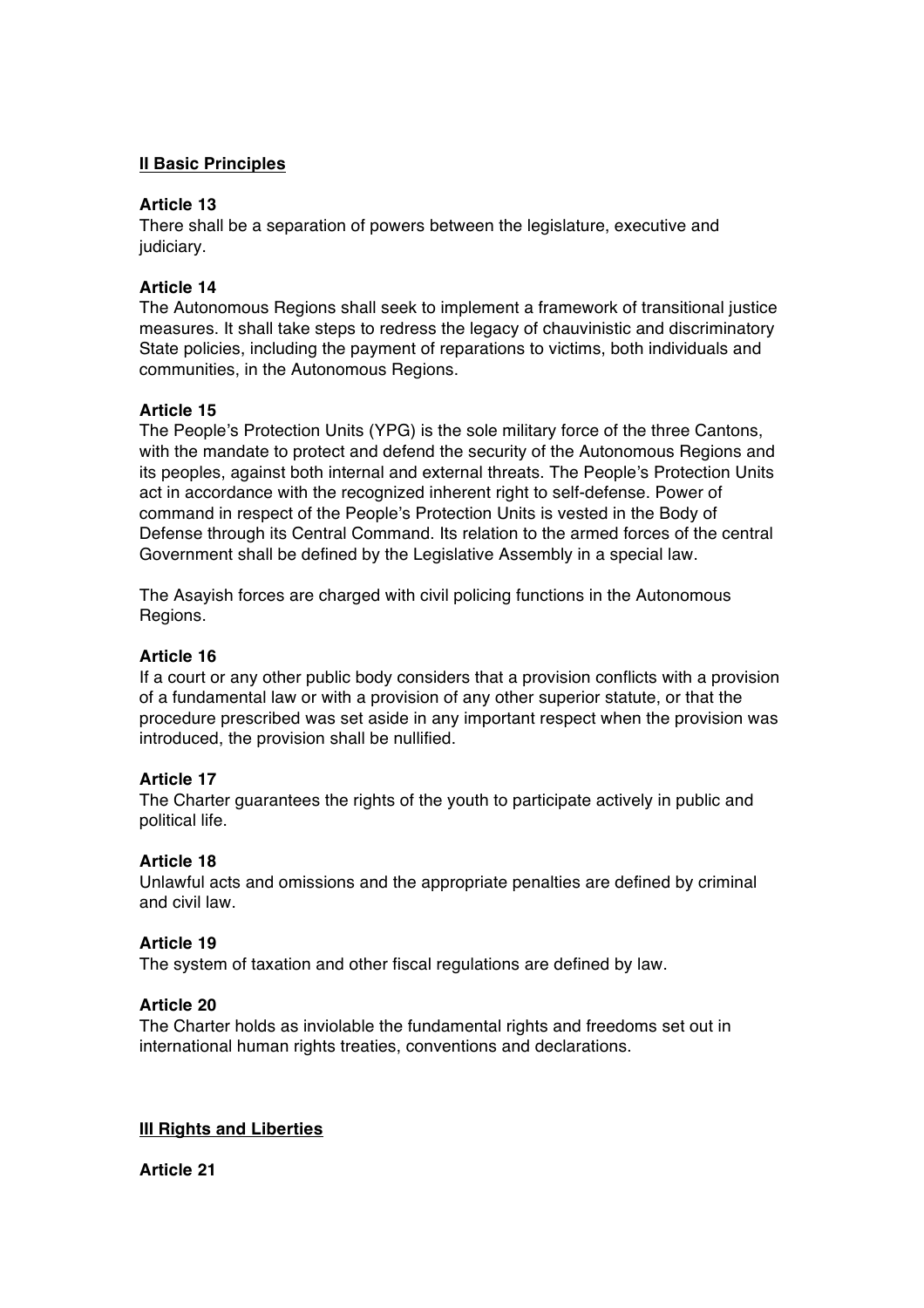## II Basic Principles

**Article 13**

There shall be a separation of powers between the legislature, executive and judiciary.

**Article 14**

The Autonomous Regions shall seek to implement a framework of transitional justice measures. It shall take steps to redress the legacy of chauvinistic and discriminatory State policies, including the payment of reparations to victims, both individuals and communities, in the Autonomous Regions.

**Article 15**

The People's Protection Units (YPG) is the sole military force of the three Cantons, with the mandate to protect and defend the security of the Autonomous Regions and its peoples, against both internal and external threats. The People's Protection Units act in accordance with the recognized inherent right to self-defense. Power of command in respect of the People's Protection Units is vested in the Body of Defense through its Central Command. Its relation to the armed forces of the central Government shall be defined by the Legislative Assembly in a special law.

The Asayish forces are charged with civil policing functions in the Autonomous Regions.

**Article 16**

If a court or any other public body considers that a provision conflicts with a provision of a fundamental law or with a provision of any other superior statute, or that the procedure prescribed was set aside in any important respect when the provision was introduced, the provision shall be nullified.

**Article 17**

The Charter guarantees the rights of the youth to participate actively in public and political life.

**Article 18**

Unlawful acts and omissions and the appropriate penalties are defined by criminal and civil law.

**Article 19**

The system of taxation and other fiscal regulations are defined by law.

**Article 20**

The Charter holds as inviolable the fundamental rights and freedoms set out in international human rights treaties, conventions and declarations.

## III Rights and Liberties

**Article 21**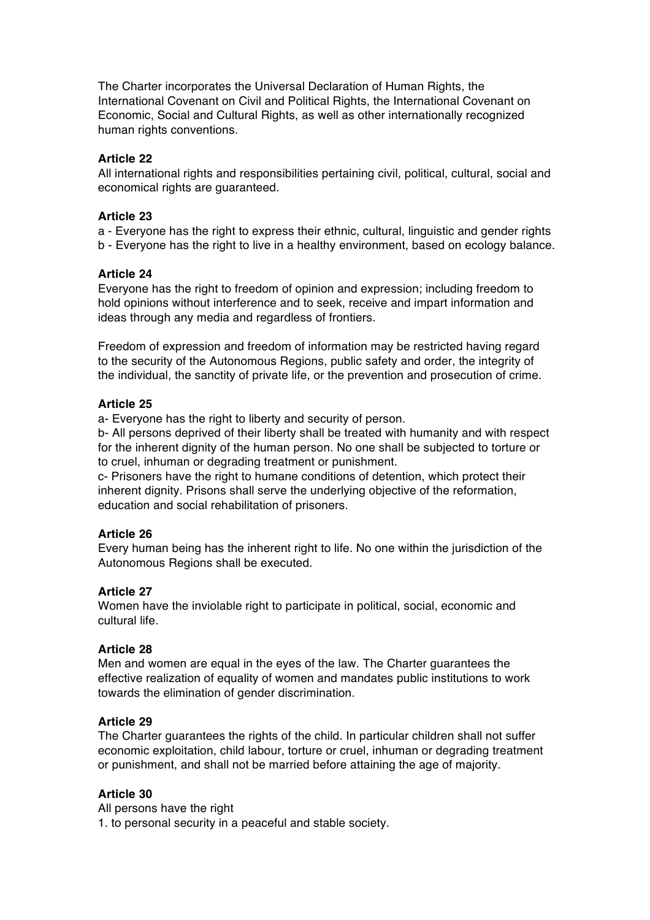The Charter incorporates the Universal Declaration of Human Rights, the International Covenant on Civil and Political Rights, the International Covenant on Economic, Social and Cultural Rights, as well as other internationally recognized human rights conventions.

**Article 22**

All international rights and responsibilities pertaining civil, political, cultural, social and economical rights are guaranteed.

**Article 23**

a - Everyone has the right to express their ethnic, cultural, linguistic and gender rights
b - Everyone has the right to live in a healthy environment, based on ecology balance.

**Article 24**

Everyone has the right to freedom of opinion and expression; including freedom to hold opinions without interference and to seek, receive and impart information and ideas through any media and regardless of frontiers.

Freedom of expression and freedom of information may be restricted having regard to the security of the Autonomous Regions, public safety and order, the integrity of the individual, the sanctity of private life, or the prevention and prosecution of crime.

**Article 25**

a- Everyone has the right to liberty and security of person.
b- All persons deprived of their liberty shall be treated with humanity and with respect for the inherent dignity of the human person. No one shall be subjected to torture or to cruel, inhuman or degrading treatment or punishment.
c- Prisoners have the right to humane conditions of detention, which protect their inherent dignity. Prisons shall serve the underlying objective of the reformation, education and social rehabilitation of prisoners.

**Article 26**

Every human being has the inherent right to life. No one within the jurisdiction of the Autonomous Regions shall be executed.

**Article 27**

Women have the inviolable right to participate in political, social, economic and cultural life.

**Article 28**

Men and women are equal in the eyes of the law. The Charter guarantees the effective realization of equality of women and mandates public institutions to work towards the elimination of gender discrimination.

**Article 29**

The Charter guarantees the rights of the child. In particular children shall not suffer economic exploitation, child labour, torture or cruel, inhuman or degrading treatment or punishment, and shall not be married before attaining the age of majority.

**Article 30**

All persons have the right
1. to personal security in a peaceful and stable society.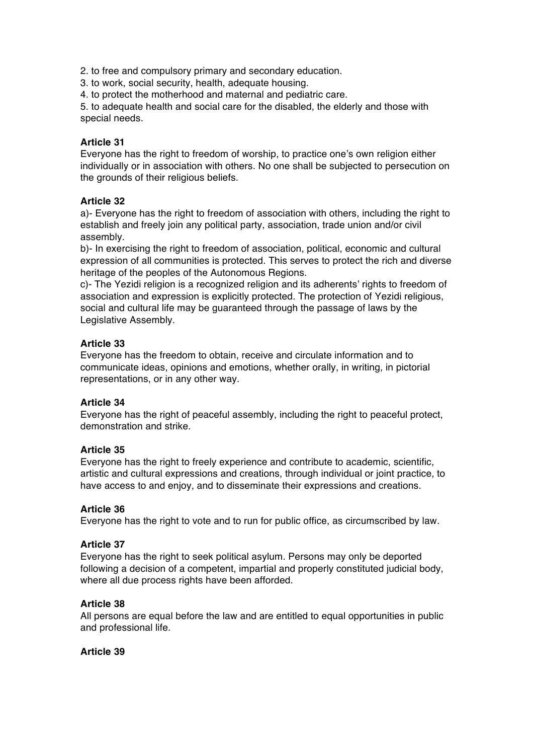2. to free and compulsory primary and secondary education.
3. to work, social security, health, adequate housing.
4. to protect the motherhood and maternal and pediatric care.
5. to adequate health and social care for the disabled, the elderly and those with special needs.

**Article 31**
Everyone has the right to freedom of worship, to practice one's own religion either individually or in association with others. No one shall be subjected to persecution on the grounds of their religious beliefs.

**Article 32**
a)- Everyone has the right to freedom of association with others, including the right to establish and freely join any political party, association, trade union and/or civil assembly.
b)- In exercising the right to freedom of association, political, economic and cultural expression of all communities is protected. This serves to protect the rich and diverse heritage of the peoples of the Autonomous Regions.
c)- The Yezidi religion is a recognized religion and its adherents' rights to freedom of association and expression is explicitly protected. The protection of Yezidi religious, social and cultural life may be guaranteed through the passage of laws by the Legislative Assembly.

**Article 33**
Everyone has the freedom to obtain, receive and circulate information and to communicate ideas, opinions and emotions, whether orally, in writing, in pictorial representations, or in any other way.

**Article 34**
Everyone has the right of peaceful assembly, including the right to peaceful protect, demonstration and strike.

**Article 35**
Everyone has the right to freely experience and contribute to academic, scientific, artistic and cultural expressions and creations, through individual or joint practice, to have access to and enjoy, and to disseminate their expressions and creations.

**Article 36**
Everyone has the right to vote and to run for public office, as circumscribed by law.

**Article 37**
Everyone has the right to seek political asylum. Persons may only be deported following a decision of a competent, impartial and properly constituted judicial body, where all due process rights have been afforded.

**Article 38**
All persons are equal before the law and are entitled to equal opportunities in public and professional life.

**Article 39**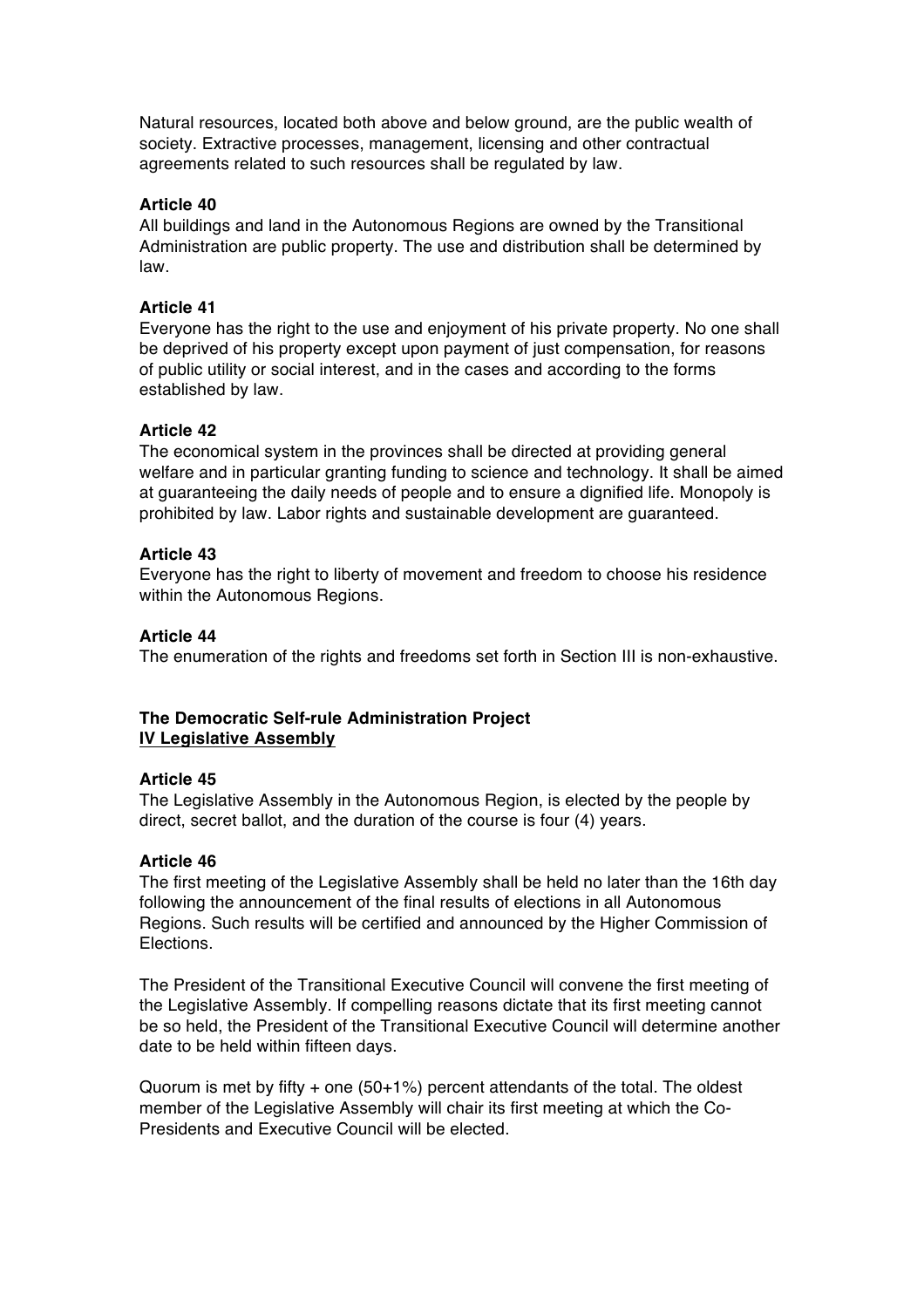Natural resources, located both above and below ground, are the public wealth of society. Extractive processes, management, licensing and other contractual agreements related to such resources shall be regulated by law.

**Article 40**
All buildings and land in the Autonomous Regions are owned by the Transitional Administration are public property. The use and distribution shall be determined by law.

**Article 41**
Everyone has the right to the use and enjoyment of his private property. No one shall be deprived of his property except upon payment of just compensation, for reasons of public utility or social interest, and in the cases and according to the forms established by law.

**Article 42**
The economical system in the provinces shall be directed at providing general welfare and in particular granting funding to science and technology. It shall be aimed at guaranteeing the daily needs of people and to ensure a dignified life. Monopoly is prohibited by law. Labor rights and sustainable development are guaranteed.

**Article 43**
Everyone has the right to liberty of movement and freedom to choose his residence within the Autonomous Regions.

**Article 44**
The enumeration of the rights and freedoms set forth in Section III is non-exhaustive.

**The Democratic Self-rule Administration Project**
**<u>IV Legislative Assembly</u>**

**Article 45**
The Legislative Assembly in the Autonomous Region, is elected by the people by direct, secret ballot, and the duration of the course is four (4) years.

**Article 46**
The first meeting of the Legislative Assembly shall be held no later than the 16th day following the announcement of the final results of elections in all Autonomous Regions. Such results will be certified and announced by the Higher Commission of Elections.

The President of the Transitional Executive Council will convene the first meeting of the Legislative Assembly. If compelling reasons dictate that its first meeting cannot be so held, the President of the Transitional Executive Council will determine another date to be held within fifteen days.

Quorum is met by fifty + one (50+1%) percent attendants of the total. The oldest member of the Legislative Assembly will chair its first meeting at which the Co-Presidents and Executive Council will be elected.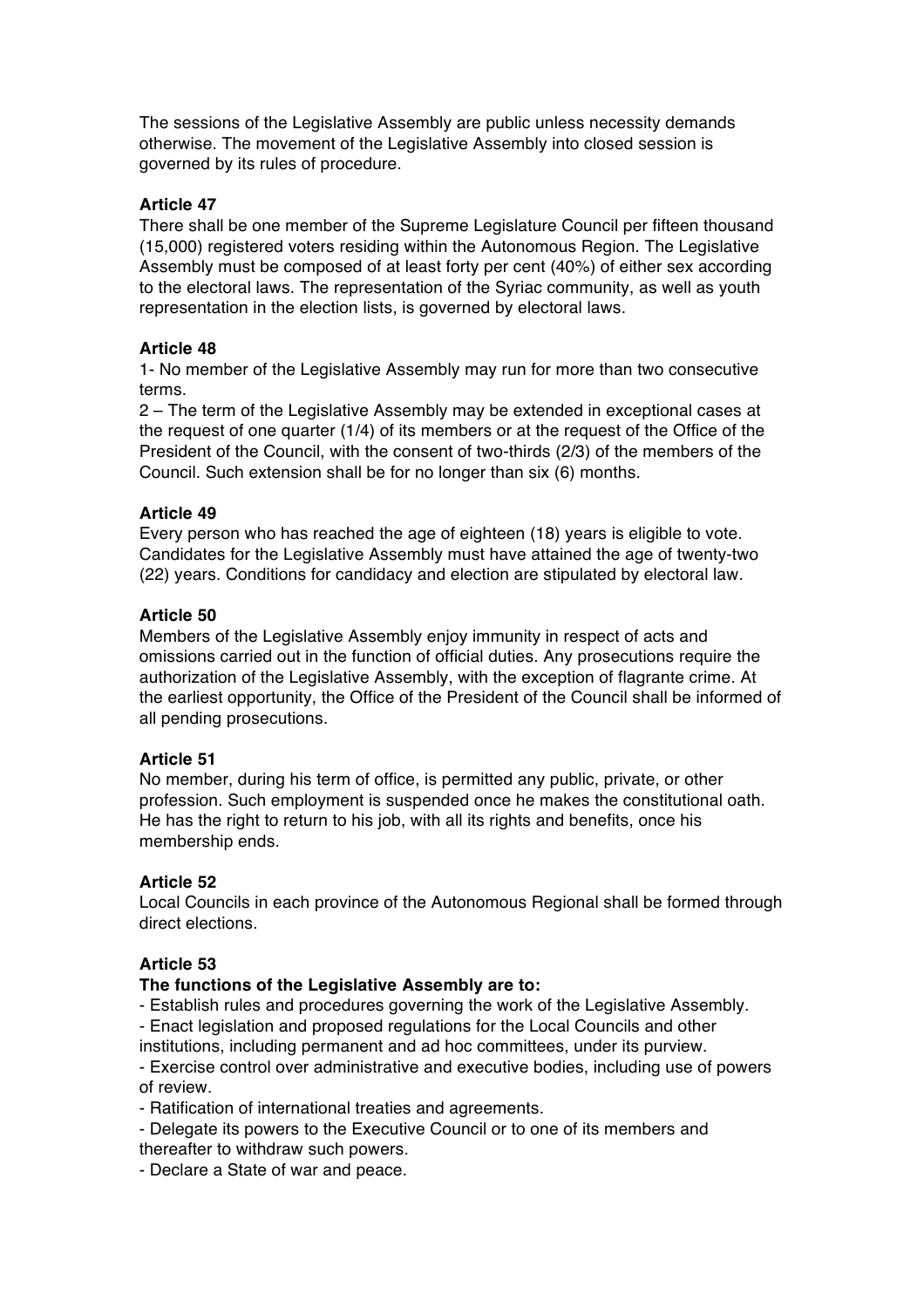The sessions of the Legislative Assembly are public unless necessity demands otherwise. The movement of the Legislative Assembly into closed session is governed by its rules of procedure.

**Article 47**

There shall be one member of the Supreme Legislature Council per fifteen thousand (15,000) registered voters residing within the Autonomous Region. The Legislative Assembly must be composed of at least forty per cent (40%) of either sex according to the electoral laws. The representation of the Syriac community, as well as youth representation in the election lists, is governed by electoral laws.

**Article 48**

1- No member of the Legislative Assembly may run for more than two consecutive terms.

2 – The term of the Legislative Assembly may be extended in exceptional cases at the request of one quarter (1/4) of its members or at the request of the Office of the President of the Council, with the consent of two-thirds (2/3) of the members of the Council. Such extension shall be for no longer than six (6) months.

**Article 49**

Every person who has reached the age of eighteen (18) years is eligible to vote. Candidates for the Legislative Assembly must have attained the age of twenty-two (22) years. Conditions for candidacy and election are stipulated by electoral law.

**Article 50**

Members of the Legislative Assembly enjoy immunity in respect of acts and omissions carried out in the function of official duties. Any prosecutions require the authorization of the Legislative Assembly, with the exception of flagrante crime. At the earliest opportunity, the Office of the President of the Council shall be informed of all pending prosecutions.

**Article 51**

No member, during his term of office, is permitted any public, private, or other profession. Such employment is suspended once he makes the constitutional oath. He has the right to return to his job, with all its rights and benefits, once his membership ends.

**Article 52**

Local Councils in each province of the Autonomous Regional shall be formed through direct elections.

**Article 53**

**The functions of the Legislative Assembly are to:**

- Establish rules and procedures governing the work of the Legislative Assembly.
- Enact legislation and proposed regulations for the Local Councils and other institutions, including permanent and ad hoc committees, under its purview.
- Exercise control over administrative and executive bodies, including use of powers of review.
- Ratification of international treaties and agreements.
- Delegate its powers to the Executive Council or to one of its members and thereafter to withdraw such powers.
- Declare a State of war and peace.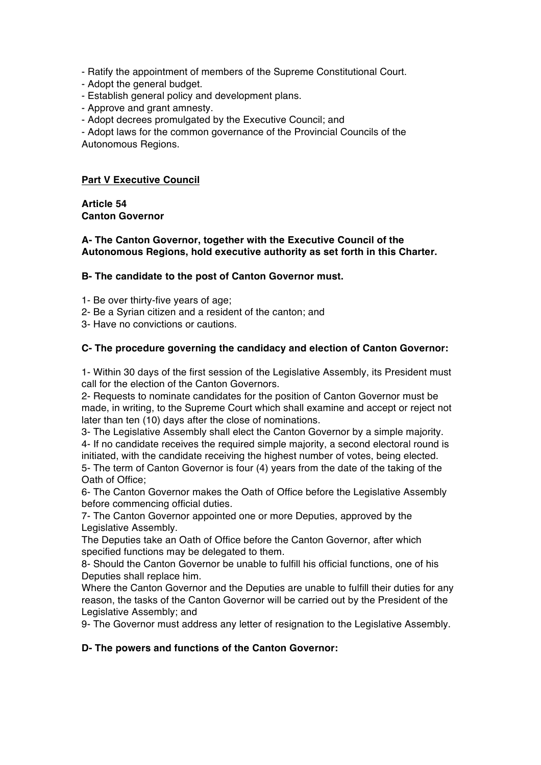- Ratify the appointment of members of the Supreme Constitutional Court.
- Adopt the general budget.
- Establish general policy and development plans.
- Approve and grant amnesty.
- Adopt decrees promulgated by the Executive Council; and
- Adopt laws for the common governance of the Provincial Councils of the Autonomous Regions.

## Part V Executive Council

### Article 54
### Canton Governor

**A- The Canton Governor, together with the Executive Council of the Autonomous Regions, hold executive authority as set forth in this Charter.**

**B- The candidate to the post of Canton Governor must.**

1- Be over thirty-five years of age;
2- Be a Syrian citizen and a resident of the canton; and
3- Have no convictions or cautions.

**C- The procedure governing the candidacy and election of Canton Governor:**

1- Within 30 days of the first session of the Legislative Assembly, its President must call for the election of the Canton Governors.
2- Requests to nominate candidates for the position of Canton Governor must be made, in writing, to the Supreme Court which shall examine and accept or reject not later than ten (10) days after the close of nominations.
3- The Legislative Assembly shall elect the Canton Governor by a simple majority.
4- If no candidate receives the required simple majority, a second electoral round is initiated, with the candidate receiving the highest number of votes, being elected.
5- The term of Canton Governor is four (4) years from the date of the taking of the Oath of Office;
6- The Canton Governor makes the Oath of Office before the Legislative Assembly before commencing official duties.
7- The Canton Governor appointed one or more Deputies, approved by the Legislative Assembly.
The Deputies take an Oath of Office before the Canton Governor, after which specified functions may be delegated to them.
8- Should the Canton Governor be unable to fulfill his official functions, one of his Deputies shall replace him.
Where the Canton Governor and the Deputies are unable to fulfill their duties for any reason, the tasks of the Canton Governor will be carried out by the President of the Legislative Assembly; and
9- The Governor must address any letter of resignation to the Legislative Assembly.

**D- The powers and functions of the Canton Governor:**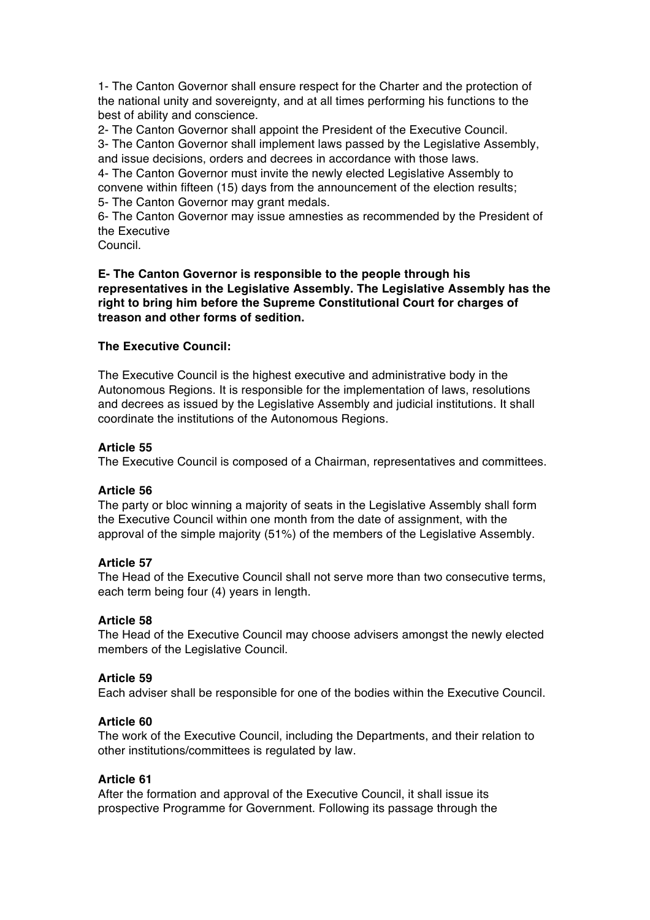1- The Canton Governor shall ensure respect for the Charter and the protection of the national unity and sovereignty, and at all times performing his functions to the best of ability and conscience.
2- The Canton Governor shall appoint the President of the Executive Council.
3- The Canton Governor shall implement laws passed by the Legislative Assembly, and issue decisions, orders and decrees in accordance with those laws.
4- The Canton Governor must invite the newly elected Legislative Assembly to convene within fifteen (15) days from the announcement of the election results;
5- The Canton Governor may grant medals.
6- The Canton Governor may issue amnesties as recommended by the President of the Executive
Council.

**E- The Canton Governor is responsible to the people through his representatives in the Legislative Assembly. The Legislative Assembly has the right to bring him before the Supreme Constitutional Court for charges of treason and other forms of sedition.**

**The Executive Council:**

The Executive Council is the highest executive and administrative body in the Autonomous Regions. It is responsible for the implementation of laws, resolutions and decrees as issued by the Legislative Assembly and judicial institutions. It shall coordinate the institutions of the Autonomous Regions.

**Article 55**
The Executive Council is composed of a Chairman, representatives and committees.

**Article 56**
The party or bloc winning a majority of seats in the Legislative Assembly shall form the Executive Council within one month from the date of assignment, with the approval of the simple majority (51%) of the members of the Legislative Assembly.

**Article 57**
The Head of the Executive Council shall not serve more than two consecutive terms, each term being four (4) years in length.

**Article 58**
The Head of the Executive Council may choose advisers amongst the newly elected members of the Legislative Council.

**Article 59**
Each adviser shall be responsible for one of the bodies within the Executive Council.

**Article 60**
The work of the Executive Council, including the Departments, and their relation to other institutions/committees is regulated by law.

**Article 61**
After the formation and approval of the Executive Council, it shall issue its prospective Programme for Government. Following its passage through the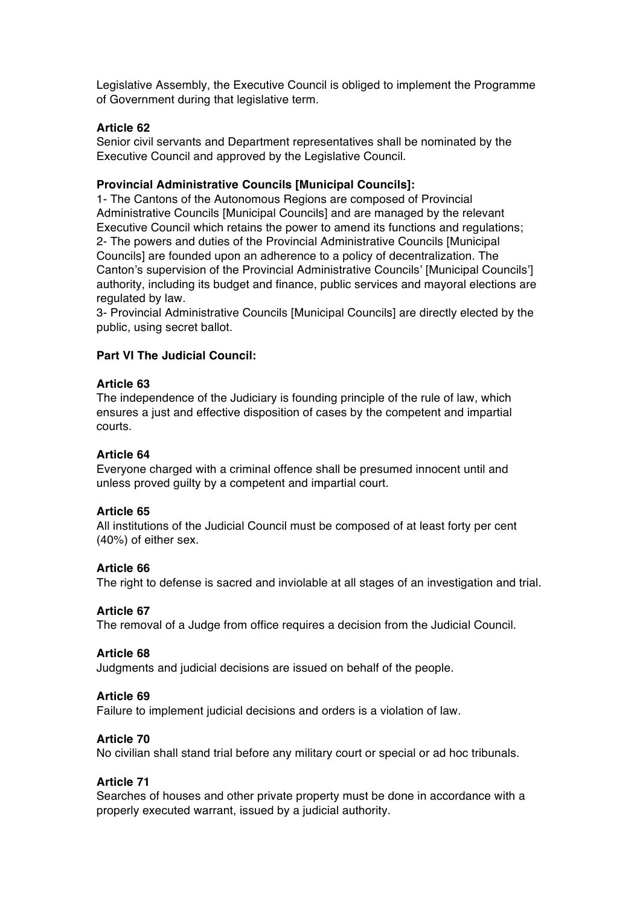Legislative Assembly, the Executive Council is obliged to implement the Programme of Government during that legislative term.

**Article 62**
Senior civil servants and Department representatives shall be nominated by the Executive Council and approved by the Legislative Council.

**Provincial Administrative Councils [Municipal Councils]:**
1- The Cantons of the Autonomous Regions are composed of Provincial Administrative Councils [Municipal Councils] and are managed by the relevant Executive Council which retains the power to amend its functions and regulations;
2- The powers and duties of the Provincial Administrative Councils [Municipal Councils] are founded upon an adherence to a policy of decentralization. The Canton's supervision of the Provincial Administrative Councils' [Municipal Councils'] authority, including its budget and finance, public services and mayoral elections are regulated by law.
3- Provincial Administrative Councils [Municipal Councils] are directly elected by the public, using secret ballot.

**Part VI The Judicial Council:**

**Article 63**
The independence of the Judiciary is founding principle of the rule of law, which ensures a just and effective disposition of cases by the competent and impartial courts.

**Article 64**
Everyone charged with a criminal offence shall be presumed innocent until and unless proved guilty by a competent and impartial court.

**Article 65**
All institutions of the Judicial Council must be composed of at least forty per cent (40%) of either sex.

**Article 66**
The right to defense is sacred and inviolable at all stages of an investigation and trial.

**Article 67**
The removal of a Judge from office requires a decision from the Judicial Council.

**Article 68**
Judgments and judicial decisions are issued on behalf of the people.

**Article 69**
Failure to implement judicial decisions and orders is a violation of law.

**Article 70**
No civilian shall stand trial before any military court or special or ad hoc tribunals.

**Article 71**
Searches of houses and other private property must be done in accordance with a properly executed warrant, issued by a judicial authority.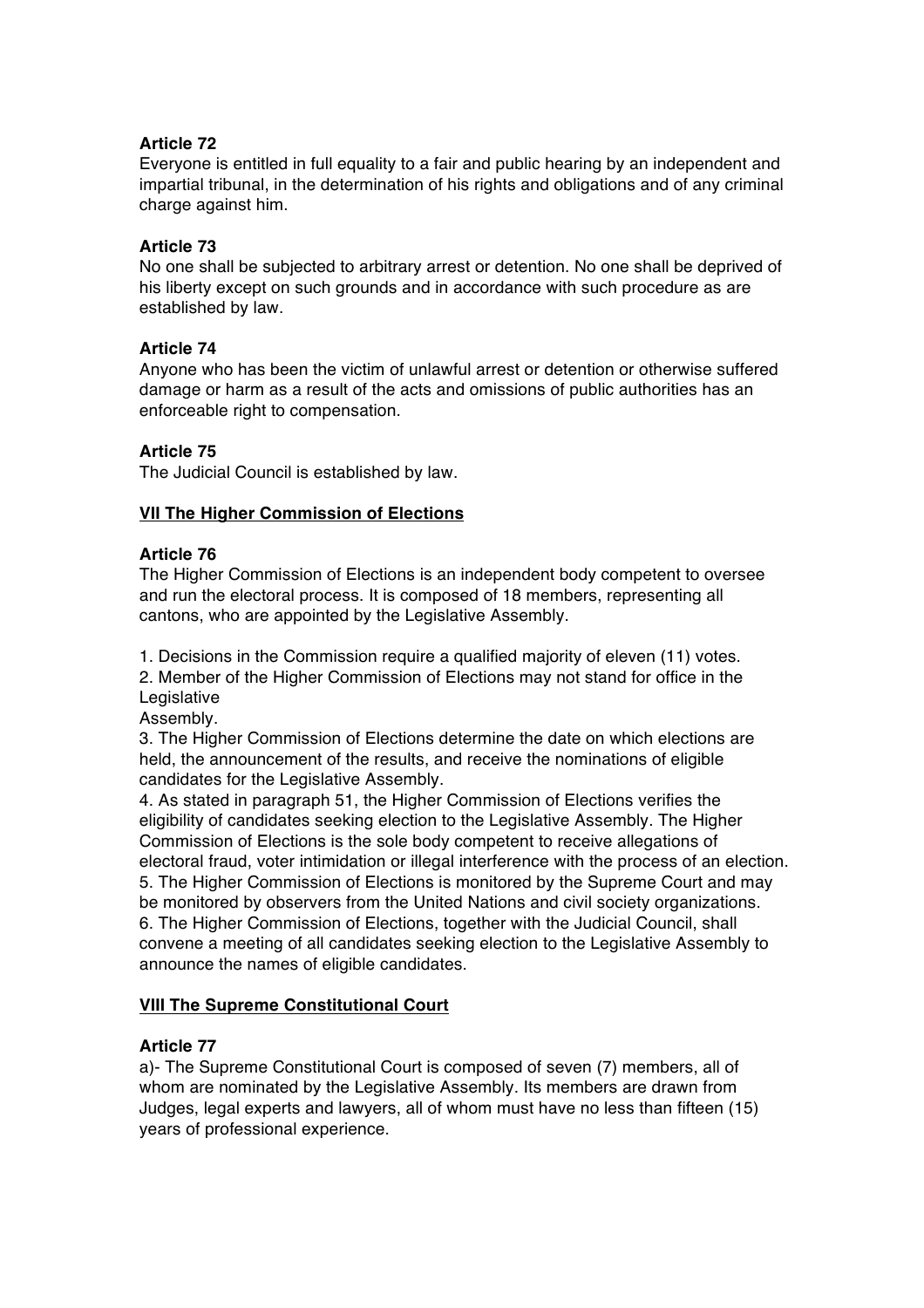**Article 72**
Everyone is entitled in full equality to a fair and public hearing by an independent and impartial tribunal, in the determination of his rights and obligations and of any criminal charge against him.

**Article 73**
No one shall be subjected to arbitrary arrest or detention. No one shall be deprived of his liberty except on such grounds and in accordance with such procedure as are established by law.

**Article 74**
Anyone who has been the victim of unlawful arrest or detention or otherwise suffered damage or harm as a result of the acts and omissions of public authorities has an enforceable right to compensation.

**Article 75**
The Judicial Council is established by law.

## VII The Higher Commission of Elections

**Article 76**
The Higher Commission of Elections is an independent body competent to oversee and run the electoral process. It is composed of 18 members, representing all cantons, who are appointed by the Legislative Assembly.

1. Decisions in the Commission require a qualified majority of eleven (11) votes.
2. Member of the Higher Commission of Elections may not stand for office in the Legislative Assembly.
3. The Higher Commission of Elections determine the date on which elections are held, the announcement of the results, and receive the nominations of eligible candidates for the Legislative Assembly.
4. As stated in paragraph 51, the Higher Commission of Elections verifies the eligibility of candidates seeking election to the Legislative Assembly. The Higher Commission of Elections is the sole body competent to receive allegations of electoral fraud, voter intimidation or illegal interference with the process of an election.
5. The Higher Commission of Elections is monitored by the Supreme Court and may be monitored by observers from the United Nations and civil society organizations.
6. The Higher Commission of Elections, together with the Judicial Council, shall convene a meeting of all candidates seeking election to the Legislative Assembly to announce the names of eligible candidates.

## VIII The Supreme Constitutional Court

**Article 77**
a)- The Supreme Constitutional Court is composed of seven (7) members, all of whom are nominated by the Legislative Assembly. Its members are drawn from Judges, legal experts and lawyers, all of whom must have no less than fifteen (15) years of professional experience.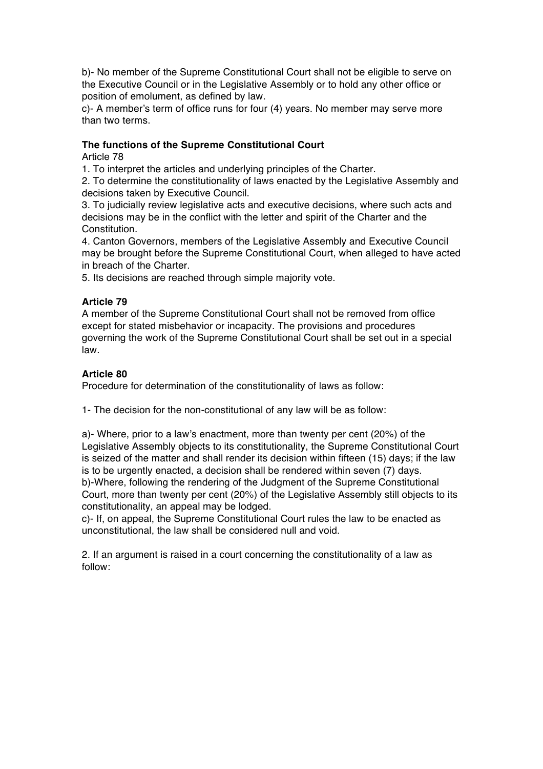b)- No member of the Supreme Constitutional Court shall not be eligible to serve on the Executive Council or in the Legislative Assembly or to hold any other office or position of emolument, as defined by law.
c)- A member's term of office runs for four (4) years. No member may serve more than two terms.

**The functions of the Supreme Constitutional Court**

Article 78

1. To interpret the articles and underlying principles of the Charter.
2. To determine the constitutionality of laws enacted by the Legislative Assembly and decisions taken by Executive Council.
3. To judicially review legislative acts and executive decisions, where such acts and decisions may be in the conflict with the letter and spirit of the Charter and the Constitution.
4. Canton Governors, members of the Legislative Assembly and Executive Council may be brought before the Supreme Constitutional Court, when alleged to have acted in breach of the Charter.
5. Its decisions are reached through simple majority vote.

**Article 79**

A member of the Supreme Constitutional Court shall not be removed from office except for stated misbehavior or incapacity. The provisions and procedures governing the work of the Supreme Constitutional Court shall be set out in a special law.

**Article 80**

Procedure for determination of the constitutionality of laws as follow:

1- The decision for the non-constitutional of any law will be as follow:

a)- Where, prior to a law's enactment, more than twenty per cent (20%) of the Legislative Assembly objects to its constitutionality, the Supreme Constitutional Court is seized of the matter and shall render its decision within fifteen (15) days; if the law is to be urgently enacted, a decision shall be rendered within seven (7) days.
b)-Where, following the rendering of the Judgment of the Supreme Constitutional Court, more than twenty per cent (20%) of the Legislative Assembly still objects to its constitutionality, an appeal may be lodged.
c)- If, on appeal, the Supreme Constitutional Court rules the law to be enacted as unconstitutional, the law shall be considered null and void.

2. If an argument is raised in a court concerning the constitutionality of a law as follow: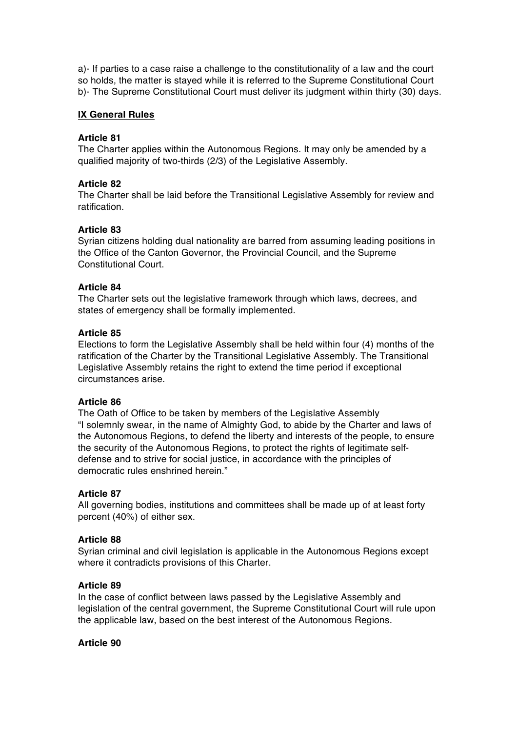a)- If parties to a case raise a challenge to the constitutionality of a law and the court so holds, the matter is stayed while it is referred to the Supreme Constitutional Court
b)- The Supreme Constitutional Court must deliver its judgment within thirty (30) days.

## IX General Rules

**Article 81**
The Charter applies within the Autonomous Regions. It may only be amended by a qualified majority of two-thirds (2/3) of the Legislative Assembly.

**Article 82**
The Charter shall be laid before the Transitional Legislative Assembly for review and ratification.

**Article 83**
Syrian citizens holding dual nationality are barred from assuming leading positions in the Office of the Canton Governor, the Provincial Council, and the Supreme Constitutional Court.

**Article 84**
The Charter sets out the legislative framework through which laws, decrees, and states of emergency shall be formally implemented.

**Article 85**
Elections to form the Legislative Assembly shall be held within four (4) months of the ratification of the Charter by the Transitional Legislative Assembly. The Transitional Legislative Assembly retains the right to extend the time period if exceptional circumstances arise.

**Article 86**
The Oath of Office to be taken by members of the Legislative Assembly
"I solemnly swear, in the name of Almighty God, to abide by the Charter and laws of the Autonomous Regions, to defend the liberty and interests of the people, to ensure the security of the Autonomous Regions, to protect the rights of legitimate self-defense and to strive for social justice, in accordance with the principles of democratic rules enshrined herein."

**Article 87**
All governing bodies, institutions and committees shall be made up of at least forty percent (40%) of either sex.

**Article 88**
Syrian criminal and civil legislation is applicable in the Autonomous Regions except where it contradicts provisions of this Charter.

**Article 89**
In the case of conflict between laws passed by the Legislative Assembly and legislation of the central government, the Supreme Constitutional Court will rule upon the applicable law, based on the best interest of the Autonomous Regions.

**Article 90**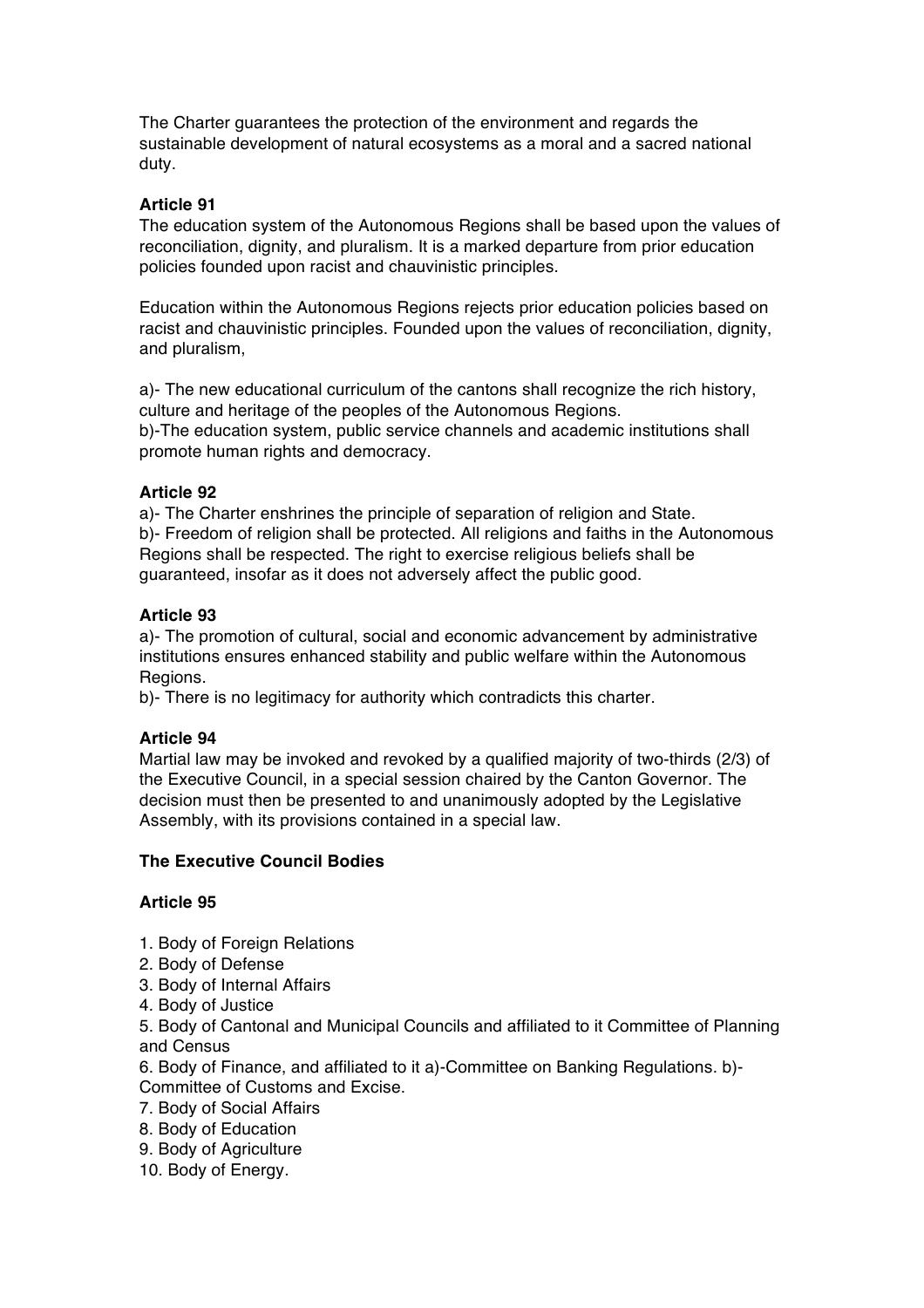The Charter guarantees the protection of the environment and regards the sustainable development of natural ecosystems as a moral and a sacred national duty.

**Article 91**

The education system of the Autonomous Regions shall be based upon the values of reconciliation, dignity, and pluralism. It is a marked departure from prior education policies founded upon racist and chauvinistic principles.

Education within the Autonomous Regions rejects prior education policies based on racist and chauvinistic principles. Founded upon the values of reconciliation, dignity, and pluralism,

a)- The new educational curriculum of the cantons shall recognize the rich history, culture and heritage of the peoples of the Autonomous Regions.
b)-The education system, public service channels and academic institutions shall promote human rights and democracy.

**Article 92**

a)- The Charter enshrines the principle of separation of religion and State.
b)- Freedom of religion shall be protected. All religions and faiths in the Autonomous Regions shall be respected. The right to exercise religious beliefs shall be guaranteed, insofar as it does not adversely affect the public good.

**Article 93**

a)- The promotion of cultural, social and economic advancement by administrative institutions ensures enhanced stability and public welfare within the Autonomous Regions.
b)- There is no legitimacy for authority which contradicts this charter.

**Article 94**

Martial law may be invoked and revoked by a qualified majority of two-thirds (2/3) of the Executive Council, in a special session chaired by the Canton Governor. The decision must then be presented to and unanimously adopted by the Legislative Assembly, with its provisions contained in a special law.

**The Executive Council Bodies**

**Article 95**

1. Body of Foreign Relations
2. Body of Defense
3. Body of Internal Affairs
4. Body of Justice
5. Body of Cantonal and Municipal Councils and affiliated to it Committee of Planning and Census
6. Body of Finance, and affiliated to it a)-Committee on Banking Regulations. b)-Committee of Customs and Excise.
7. Body of Social Affairs
8. Body of Education
9. Body of Agriculture
10. Body of Energy.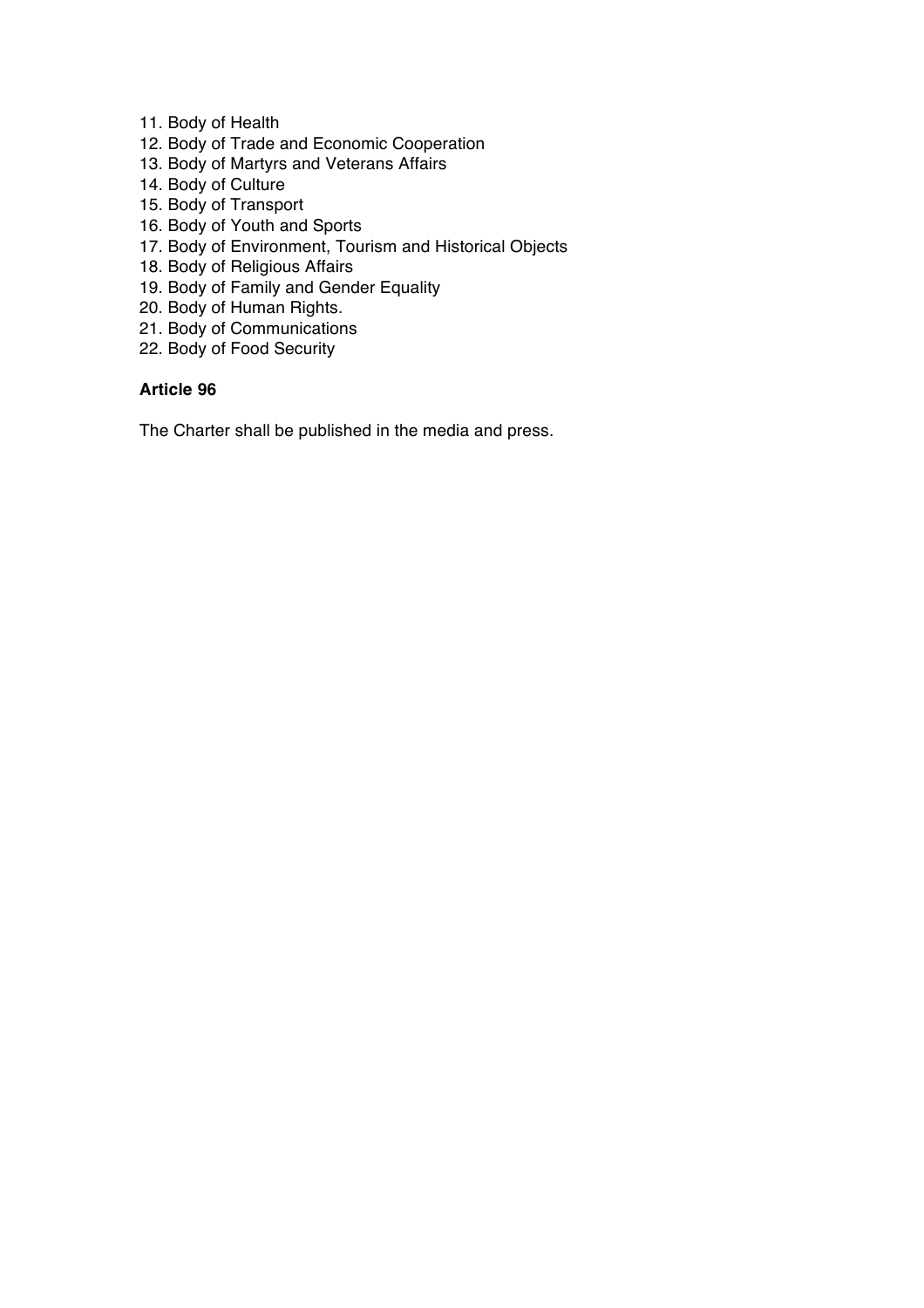11. Body of Health
12. Body of Trade and Economic Cooperation
13. Body of Martyrs and Veterans Affairs
14. Body of Culture
15. Body of Transport
16. Body of Youth and Sports
17. Body of Environment, Tourism and Historical Objects
18. Body of Religious Affairs
19. Body of Family and Gender Equality
20. Body of Human Rights.
21. Body of Communications
22. Body of Food Security

**Article 96**

The Charter shall be published in the media and press.